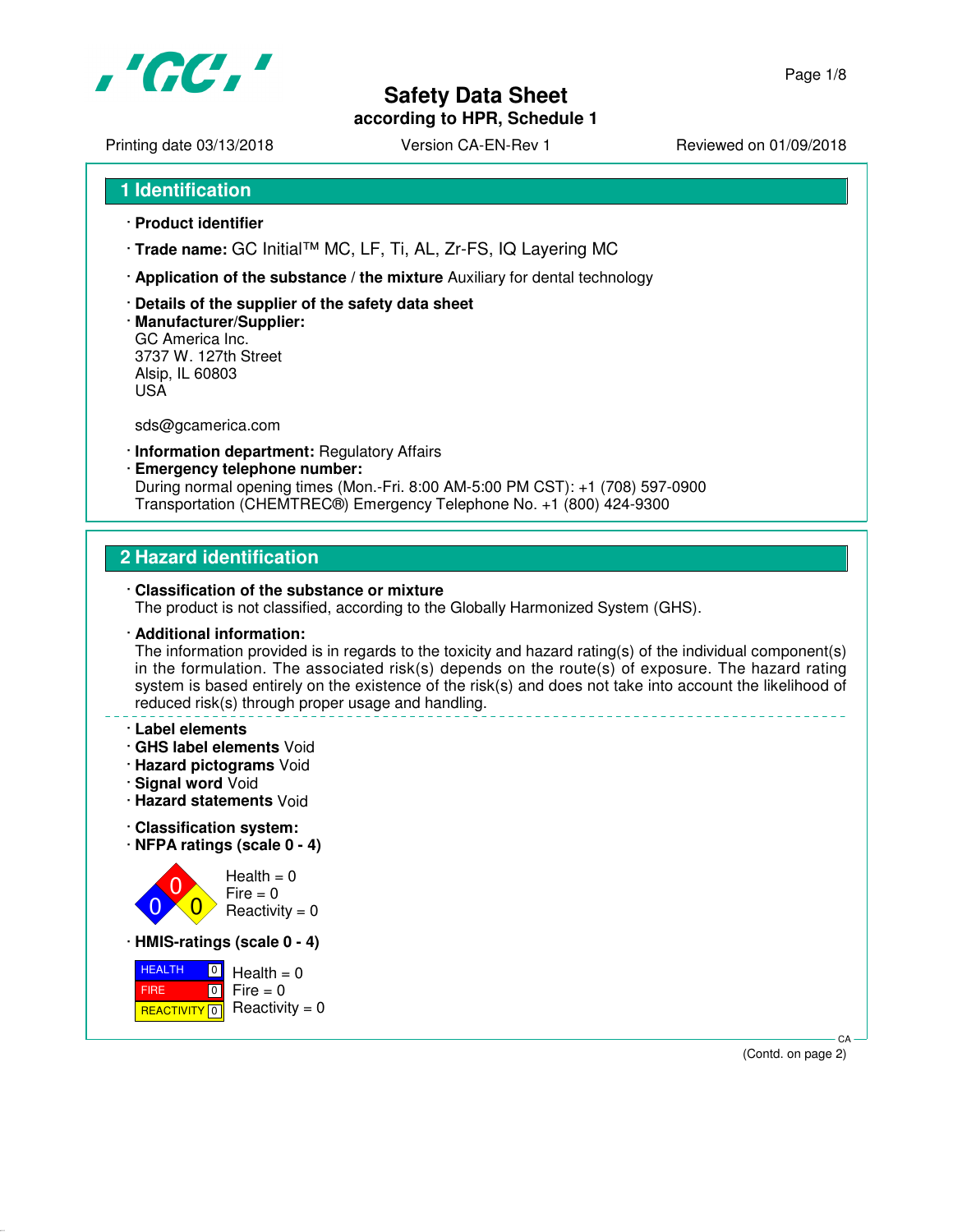# Safety Data Sheet
## according to HPR, Schedule 1

Printing date 03/13/2018 Version CA-EN-Rev 1 Reviewed on 01/09/2018

## 1 Identification

· **Product identifier**

· **Trade name:** GC Initial™ MC, LF, Ti, AL, Zr-FS, IQ Layering MC

· **Application of the substance / the mixture** Auxiliary for dental technology

· **Details of the supplier of the safety data sheet**
· **Manufacturer/Supplier:**
GC America Inc.
3737 W. 127th Street
Alsip, IL 60803
USA

sds@gcamerica.com

· **Information department:** Regulatory Affairs
· **Emergency telephone number:**
During normal opening times (Mon.-Fri. 8:00 AM-5:00 PM CST): +1 (708) 597-0900
Transportation (CHEMTREC®) Emergency Telephone No. +1 (800) 424-9300

## 2 Hazard identification

· **Classification of the substance or mixture**
The product is not classified, according to the Globally Harmonized System (GHS).

· **Additional information:**
The information provided is in regards to the toxicity and hazard rating(s) of the individual component(s) in the formulation. The associated risk(s) depends on the route(s) of exposure. The hazard rating system is based entirely on the existence of the risk(s) and does not take into account the likelihood of reduced risk(s) through proper usage and handling.

· **Label elements**
· **GHS label elements** Void
· **Hazard pictograms** Void
· **Signal word** Void
· **Hazard statements** Void

· **Classification system:**
· **NFPA ratings (scale 0 - 4)**

Health = 0
Fire = 0
Reactivity = 0

· **HMIS-ratings (scale 0 - 4)**

| HEALTH | 0 |
|---|---|
| FIRE | 0 |
| REACTIVITY | 0 |

Health = 0
Fire = 0
Reactivity = 0

(Contd. on page 2)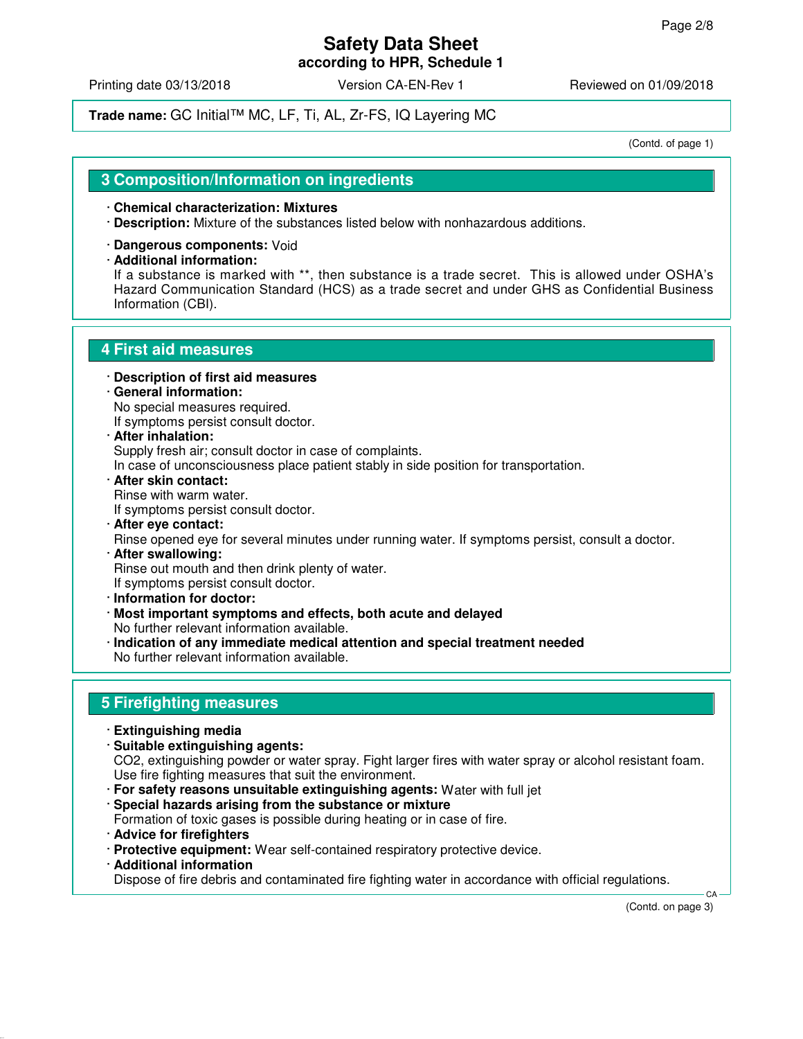**Trade name:** GC Initial™ MC, LF, Ti, AL, Zr-FS, IQ Layering MC

(Contd. of page 1)

## 3 Composition/Information on ingredients

- **Chemical characterization: Mixtures**
- **Description:** Mixture of the substances listed below with nonhazardous additions.
- **Dangerous components:** Void
- **Additional information:**
  If a substance is marked with **, then substance is a trade secret. This is allowed under OSHA's Hazard Communication Standard (HCS) as a trade secret and under GHS as Confidential Business Information (CBI).

## 4 First aid measures

- **Description of first aid measures**
- **General information:**
  No special measures required.
  If symptoms persist consult doctor.
- **After inhalation:**
  Supply fresh air; consult doctor in case of complaints.
  In case of unconsciousness place patient stably in side position for transportation.
- **After skin contact:**
  Rinse with warm water.
  If symptoms persist consult doctor.
- **After eye contact:**
  Rinse opened eye for several minutes under running water. If symptoms persist, consult a doctor.
- **After swallowing:**
  Rinse out mouth and then drink plenty of water.
  If symptoms persist consult doctor.
- **Information for doctor:**
- **Most important symptoms and effects, both acute and delayed**
  No further relevant information available.
- **Indication of any immediate medical attention and special treatment needed**
  No further relevant information available.

## 5 Firefighting measures

- **Extinguishing media**
- **Suitable extinguishing agents:**
  CO2, extinguishing powder or water spray. Fight larger fires with water spray or alcohol resistant foam.
  Use fire fighting measures that suit the environment.
- **For safety reasons unsuitable extinguishing agents:** Water with full jet
- **Special hazards arising from the substance or mixture**
  Formation of toxic gases is possible during heating or in case of fire.
- **Advice for firefighters**
- **Protective equipment:** Wear self-contained respiratory protective device.
- **Additional information**
  Dispose of fire debris and contaminated fire fighting water in accordance with official regulations.

(Contd. on page 3)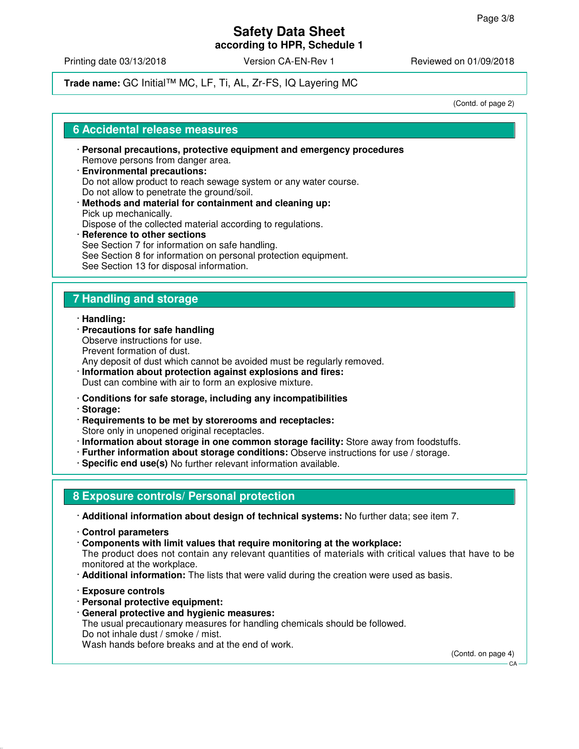(Contd. of page 2)

## 6 Accidental release measures

· **Personal precautions, protective equipment and emergency procedures**
Remove persons from danger area.

· **Environmental precautions:**
Do not allow product to reach sewage system or any water course.
Do not allow to penetrate the ground/soil.

· **Methods and material for containment and cleaning up:**
Pick up mechanically.
Dispose of the collected material according to regulations.

· **Reference to other sections**
See Section 7 for information on safe handling.
See Section 8 for information on personal protection equipment.
See Section 13 for disposal information.

## 7 Handling and storage

· **Handling:**

· **Precautions for safe handling**
Observe instructions for use.
Prevent formation of dust.
Any deposit of dust which cannot be avoided must be regularly removed.

· **Information about protection against explosions and fires:**
Dust can combine with air to form an explosive mixture.

· **Conditions for safe storage, including any incompatibilities**

· **Storage:**

· **Requirements to be met by storerooms and receptacles:**
Store only in unopened original receptacles.

· **Information about storage in one common storage facility:** Store away from foodstuffs.

· **Further information about storage conditions:** Observe instructions for use / storage.

· **Specific end use(s)** No further relevant information available.

## 8 Exposure controls/ Personal protection

· **Additional information about design of technical systems:** No further data; see item 7.

· **Control parameters**

· **Components with limit values that require monitoring at the workplace:**
The product does not contain any relevant quantities of materials with critical values that have to be monitored at the workplace.

· **Additional information:** The lists that were valid during the creation were used as basis.

· **Exposure controls**

· **Personal protective equipment:**

· **General protective and hygienic measures:**
The usual precautionary measures for handling chemicals should be followed.
Do not inhale dust / smoke / mist.
Wash hands before breaks and at the end of work.

(Contd. on page 4)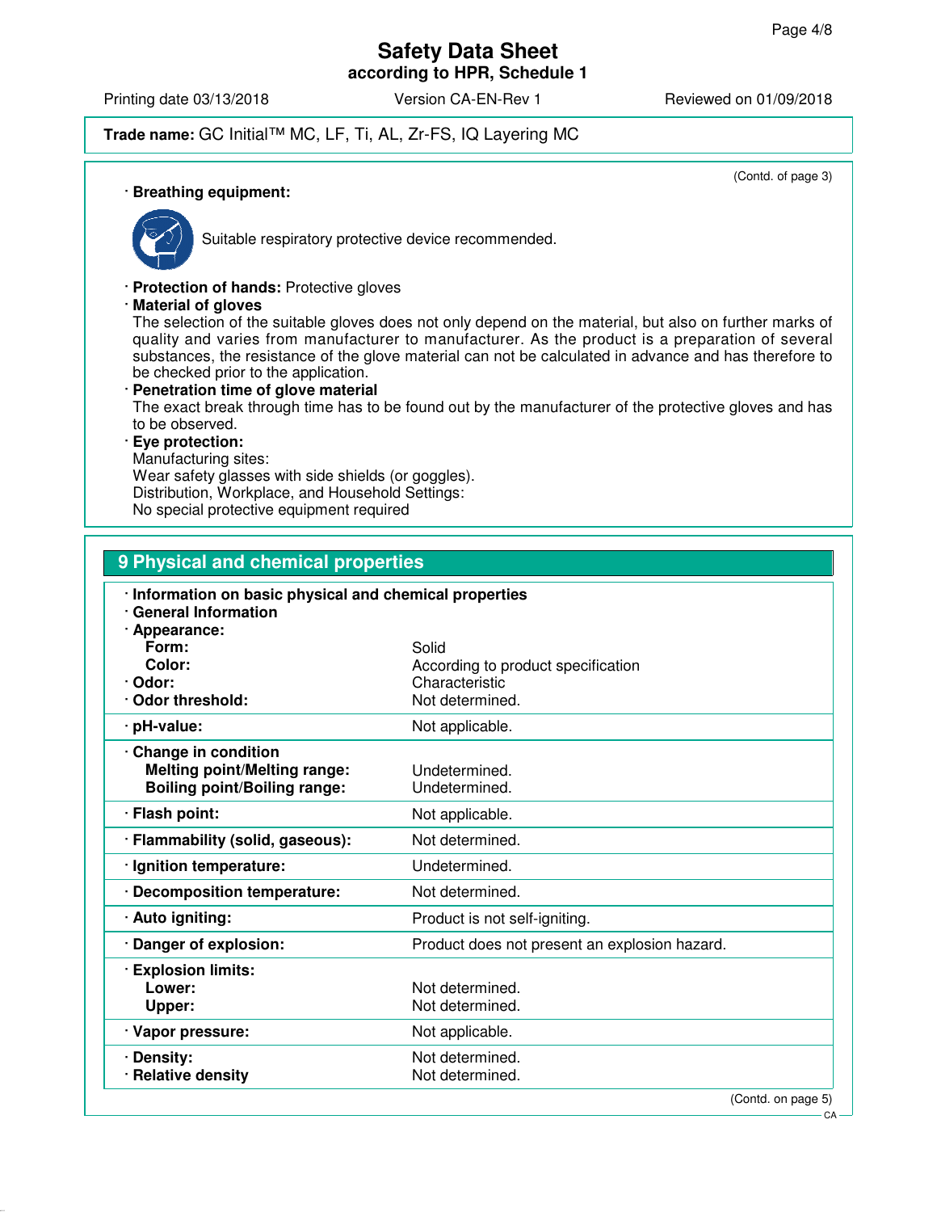Trade name: GC Initial™ MC, LF, Ti, AL, Zr-FS, IQ Layering MC

(Contd. of page 3)

· **Breathing equipment:**

Suitable respiratory protective device recommended.

· **Protection of hands:** Protective gloves

· **Material of gloves**

The selection of the suitable gloves does not only depend on the material, but also on further marks of quality and varies from manufacturer to manufacturer. As the product is a preparation of several substances, the resistance of the glove material can not be calculated in advance and has therefore to be checked prior to the application.

· **Penetration time of glove material**

The exact break through time has to be found out by the manufacturer of the protective gloves and has to be observed.

· **Eye protection:**

Manufacturing sites:
Wear safety glasses with side shields (or goggles).
Distribution, Workplace, and Household Settings:
No special protective equipment required

## 9 Physical and chemical properties

| | |
|---|---|
| · **Information on basic physical and chemical properties** | |
| · **General Information** | |
| · **Appearance:** | |
| **Form:** | Solid |
| **Color:** | According to product specification |
| · **Odor:** | Characteristic |
| · **Odor threshold:** | Not determined. |
| · **pH-value:** | Not applicable. |
| · **Change in condition** | |
| **Melting point/Melting range:** | Undetermined. |
| **Boiling point/Boiling range:** | Undetermined. |
| · **Flash point:** | Not applicable. |
| · **Flammability (solid, gaseous):** | Not determined. |
| · **Ignition temperature:** | Undetermined. |
| · **Decomposition temperature:** | Not determined. |
| · **Auto igniting:** | Product is not self-igniting. |
| · **Danger of explosion:** | Product does not present an explosion hazard. |
| · **Explosion limits:** | |
| **Lower:** | Not determined. |
| **Upper:** | Not determined. |
| · **Vapor pressure:** | Not applicable. |
| · **Density:** | Not determined. |
| · **Relative density** | Not determined. |

(Contd. on page 5)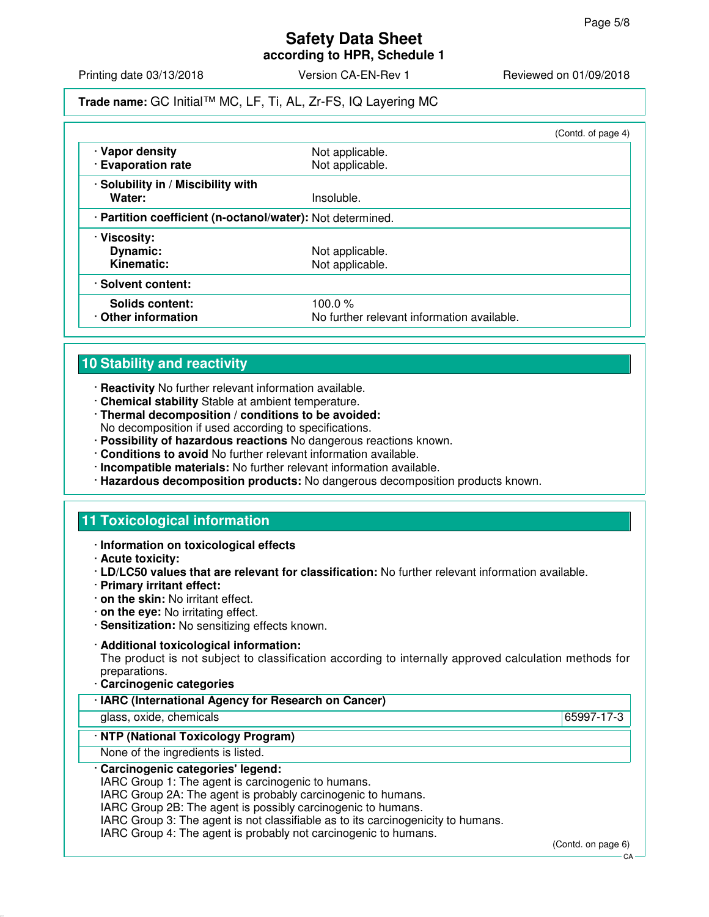# Safety Data Sheet
**according to HPR, Schedule 1**

Printing date 03/13/2018 | Version CA-EN-Rev 1 | Reviewed on 01/09/2018

**Trade name:** GC Initial™ MC, LF, Ti, AL, Zr-FS, IQ Layering MC

(Contd. of page 4)

| | |
|---|---|
| · **Vapor density** | Not applicable. |
| · **Evaporation rate** | Not applicable. |
| · **Solubility in / Miscibility with Water:** | Insoluble. |
| · **Partition coefficient (n-octanol/water):** | Not determined. |
| · **Viscosity:** | |
| **Dynamic:** | Not applicable. |
| **Kinematic:** | Not applicable. |
| · **Solvent content:** | |
| **Solids content:** | 100.0 % |
| · **Other information** | No further relevant information available. |

## 10 Stability and reactivity

· **Reactivity** No further relevant information available.
· **Chemical stability** Stable at ambient temperature.
· **Thermal decomposition / conditions to be avoided:**
No decomposition if used according to specifications.
· **Possibility of hazardous reactions** No dangerous reactions known.
· **Conditions to avoid** No further relevant information available.
· **Incompatible materials:** No further relevant information available.
· **Hazardous decomposition products:** No dangerous decomposition products known.

## 11 Toxicological information

· **Information on toxicological effects**
· **Acute toxicity:**
· **LD/LC50 values that are relevant for classification:** No further relevant information available.
· **Primary irritant effect:**
· **on the skin:** No irritant effect.
· **on the eye:** No irritating effect.
· **Sensitization:** No sensitizing effects known.

· **Additional toxicological information:**
The product is not subject to classification according to internally approved calculation methods for preparations.
· **Carcinogenic categories**

| · **IARC (International Agency for Research on Cancer)** | |
|---|---|
| glass, oxide, chemicals | 65997-17-3 |

| · **NTP (National Toxicology Program)** |
|---|
| None of the ingredients is listed. |

· **Carcinogenic categories' legend:**
IARC Group 1: The agent is carcinogenic to humans.
IARC Group 2A: The agent is probably carcinogenic to humans.
IARC Group 2B: The agent is possibly carcinogenic to humans.
IARC Group 3: The agent is not classifiable as to its carcinogenicity to humans.
IARC Group 4: The agent is probably not carcinogenic to humans.

(Contd. on page 6)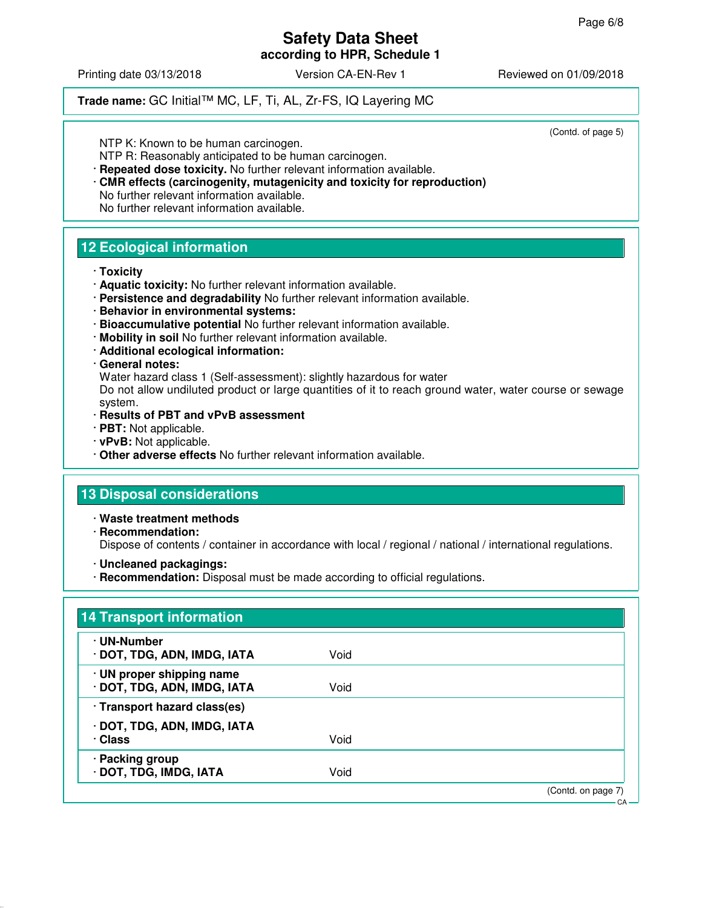(Contd. of page 5)

NTP K: Known to be human carcinogen.
NTP R: Reasonably anticipated to be human carcinogen.

· **Repeated dose toxicity.** No further relevant information available.
· **CMR effects (carcinogenity, mutagenicity and toxicity for reproduction)**
No further relevant information available.
No further relevant information available.

## 12 Ecological information

· **Toxicity**
· **Aquatic toxicity:** No further relevant information available.
· **Persistence and degradability** No further relevant information available.
· **Behavior in environmental systems:**
· **Bioaccumulative potential** No further relevant information available.
· **Mobility in soil** No further relevant information available.
· **Additional ecological information:**
· **General notes:**
Water hazard class 1 (Self-assessment): slightly hazardous for water
Do not allow undiluted product or large quantities of it to reach ground water, water course or sewage system.
· **Results of PBT and vPvB assessment**
· **PBT:** Not applicable.
· **vPvB:** Not applicable.
· **Other adverse effects** No further relevant information available.

## 13 Disposal considerations

· **Waste treatment methods**
· **Recommendation:**
Dispose of contents / container in accordance with local / regional / national / international regulations.

· **Uncleaned packagings:**
· **Recommendation:** Disposal must be made according to official regulations.

## 14 Transport information

| | |
|---|---|
| · **UN-Number**<br>· **DOT, TDG, ADN, IMDG, IATA** | Void |
| · **UN proper shipping name**<br>· **DOT, TDG, ADN, IMDG, IATA** | Void |
| · **Transport hazard class(es)**<br>· **DOT, TDG, ADN, IMDG, IATA**<br>· **Class** | Void |
| · **Packing group**<br>· **DOT, TDG, IMDG, IATA** | Void |

(Contd. on page 7)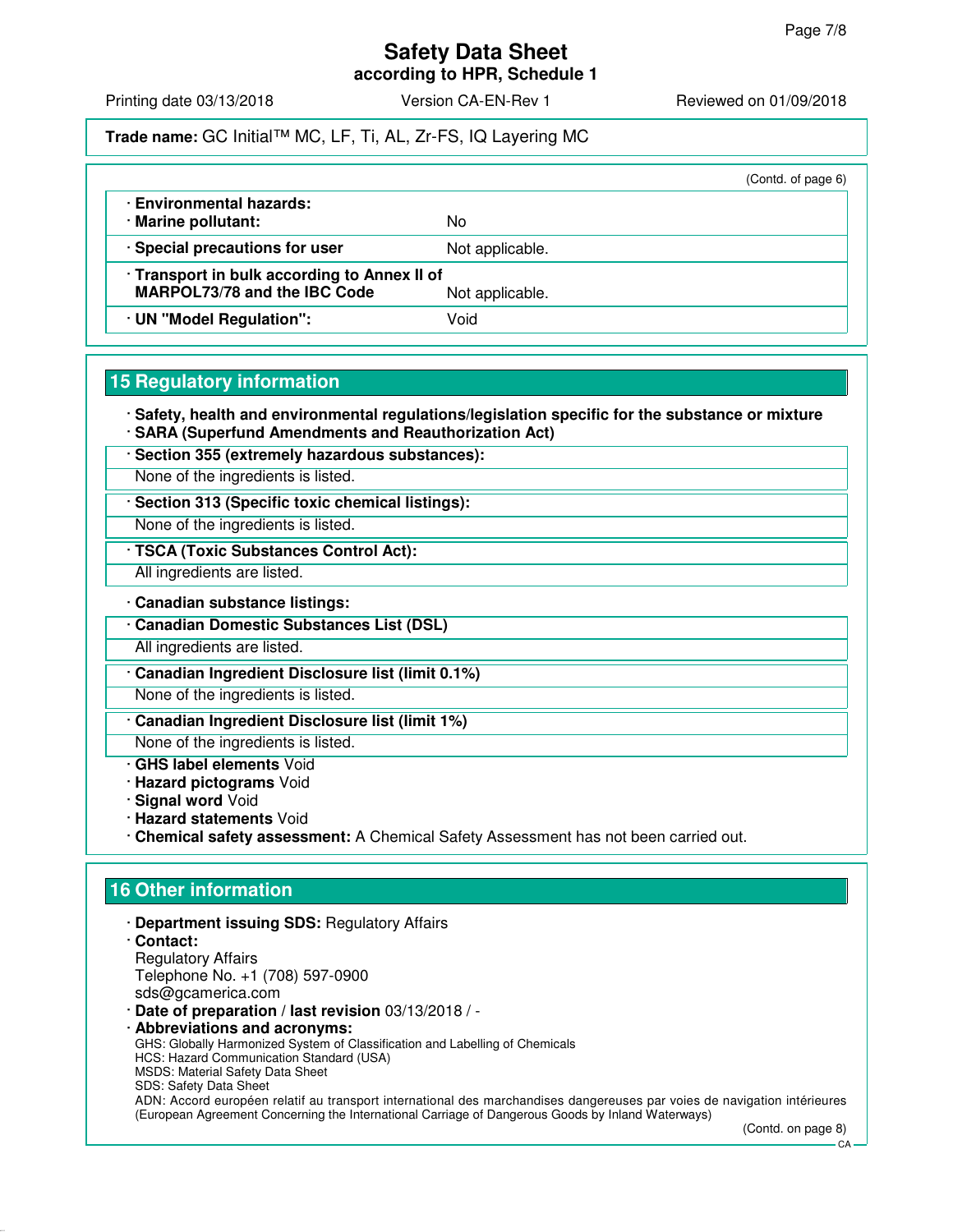(Contd. of page 6)

| | |
|---|---|
| · **Environmental hazards:** · **Marine pollutant:** | No |
| · **Special precautions for user** | Not applicable. |
| · **Transport in bulk according to Annex II of MARPOL73/78 and the IBC Code** | Not applicable. |
| · **UN "Model Regulation":** | Void |

## 15 Regulatory information

· **Safety, health and environmental regulations/legislation specific for the substance or mixture**
· **SARA (Superfund Amendments and Reauthorization Act)**

· **Section 355 (extremely hazardous substances):**
None of the ingredients is listed.

· **Section 313 (Specific toxic chemical listings):**
None of the ingredients is listed.

· **TSCA (Toxic Substances Control Act):**
All ingredients are listed.

· **Canadian substance listings:**

· **Canadian Domestic Substances List (DSL)**
All ingredients are listed.

· **Canadian Ingredient Disclosure list (limit 0.1%)**
None of the ingredients is listed.

· **Canadian Ingredient Disclosure list (limit 1%)**
None of the ingredients is listed.

· **GHS label elements** Void
· **Hazard pictograms** Void
· **Signal word** Void
· **Hazard statements** Void
· **Chemical safety assessment:** A Chemical Safety Assessment has not been carried out.

## 16 Other information

· **Department issuing SDS:** Regulatory Affairs
· **Contact:**
Regulatory Affairs
Telephone No. +1 (708) 597-0900
sds@gcamerica.com
· **Date of preparation / last revision** 03/13/2018 / -
· **Abbreviations and acronyms:**
GHS: Globally Harmonized System of Classification and Labelling of Chemicals
HCS: Hazard Communication Standard (USA)
MSDS: Material Safety Data Sheet
SDS: Safety Data Sheet
ADN: Accord européen relatif au transport international des marchandises dangereuses par voies de navigation intérieures (European Agreement Concerning the International Carriage of Dangerous Goods by Inland Waterways)

(Contd. on page 8)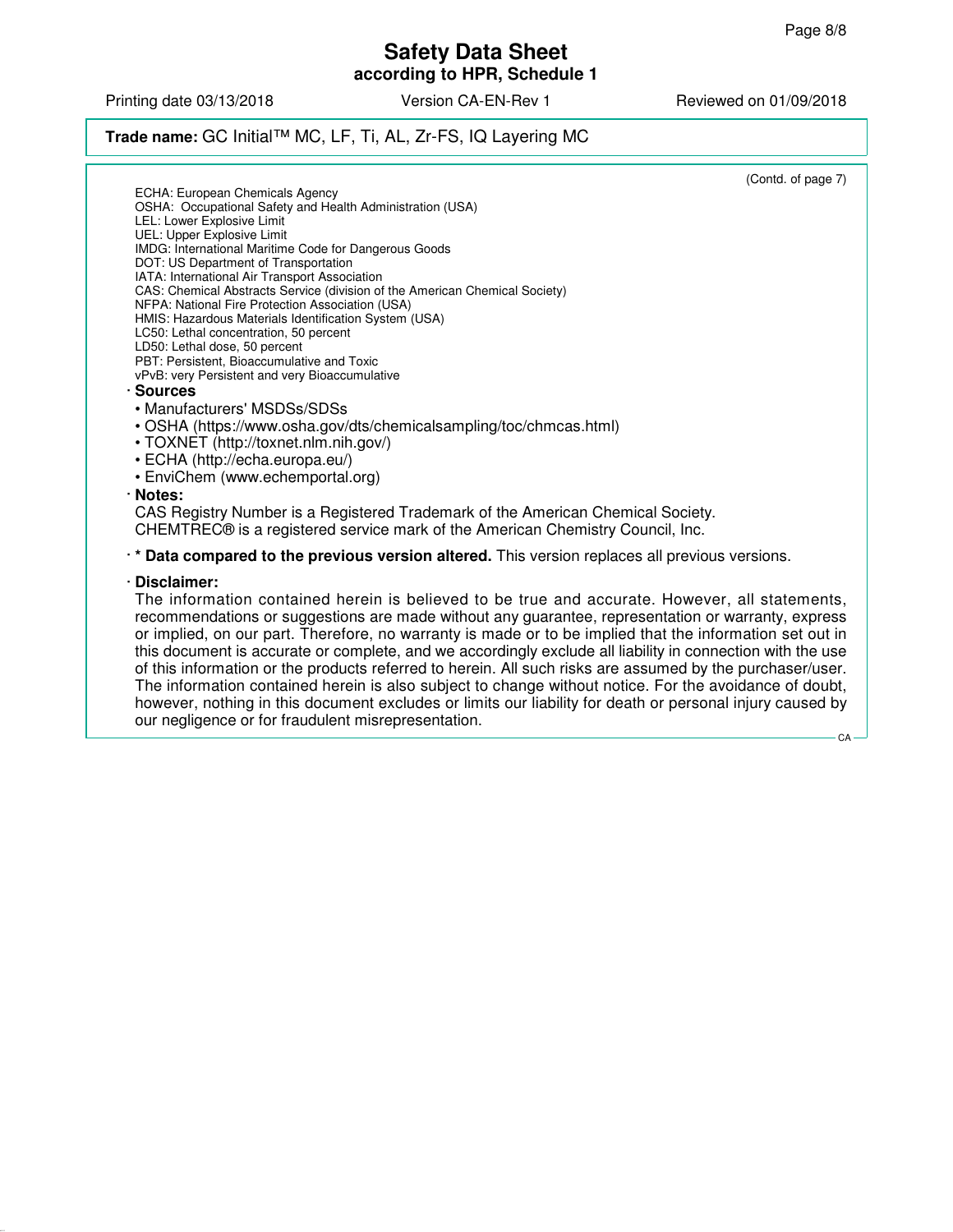(Contd. of page 7)

ECHA: European Chemicals Agency
OSHA: Occupational Safety and Health Administration (USA)
LEL: Lower Explosive Limit
UEL: Upper Explosive Limit
IMDG: International Maritime Code for Dangerous Goods
DOT: US Department of Transportation
IATA: International Air Transport Association
CAS: Chemical Abstracts Service (division of the American Chemical Society)
NFPA: National Fire Protection Association (USA)
HMIS: Hazardous Materials Identification System (USA)
LC50: Lethal concentration, 50 percent
LD50: Lethal dose, 50 percent
PBT: Persistent, Bioaccumulative and Toxic
vPvB: very Persistent and very Bioaccumulative

· **Sources**

- Manufacturers' MSDSs/SDSs
- OSHA (https://www.osha.gov/dts/chemicalsampling/toc/chmcas.html)
- TOXNET (http://toxnet.nlm.nih.gov/)
- ECHA (http://echa.europa.eu/)
- EnviChem (www.echemportal.org)

· **Notes:**

CAS Registry Number is a Registered Trademark of the American Chemical Society.
CHEMTREC® is a registered service mark of the American Chemistry Council, Inc.

· **\* Data compared to the previous version altered.** This version replaces all previous versions.

· **Disclaimer:**

The information contained herein is believed to be true and accurate. However, all statements, recommendations or suggestions are made without any guarantee, representation or warranty, express or implied, on our part. Therefore, no warranty is made or to be implied that the information set out in this document is accurate or complete, and we accordingly exclude all liability in connection with the use of this information or the products referred to herein. All such risks are assumed by the purchaser/user. The information contained herein is also subject to change without notice. For the avoidance of doubt, however, nothing in this document excludes or limits our liability for death or personal injury caused by our negligence or for fraudulent misrepresentation.